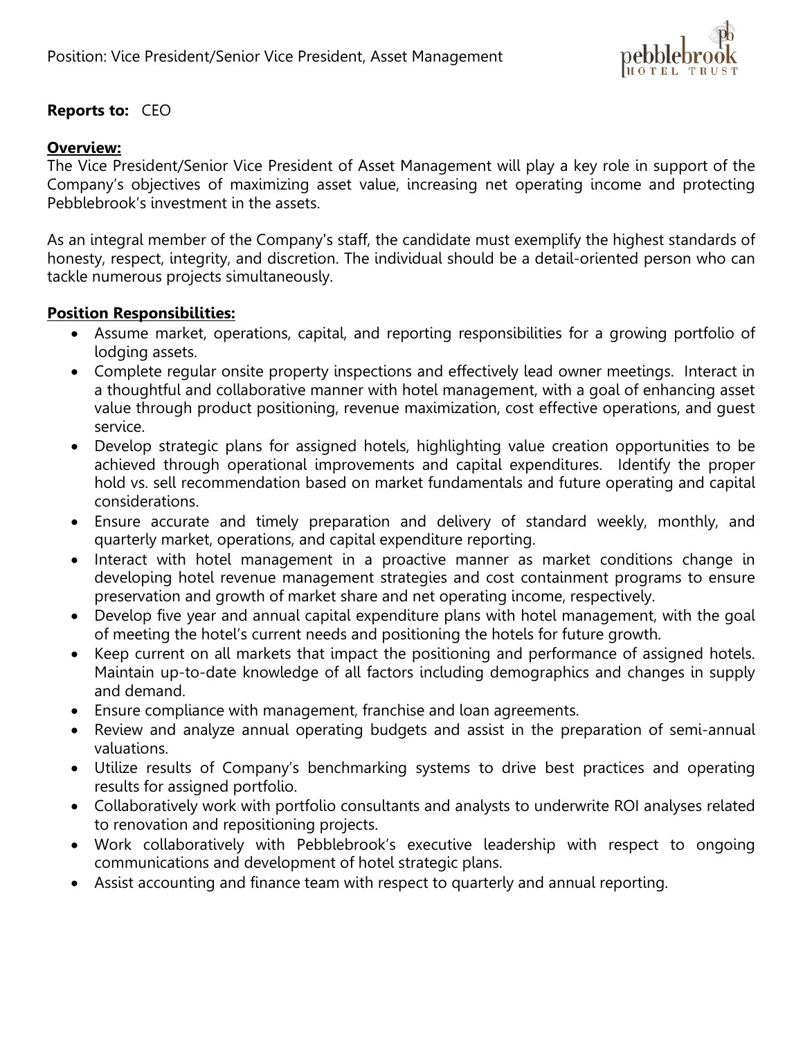Position: Vice President/Senior Vice President, Asset Management

**Reports to:** CEO

**Overview:**

The Vice President/Senior Vice President of Asset Management will play a key role in support of the Company's objectives of maximizing asset value, increasing net operating income and protecting Pebblebrook's investment in the assets.

As an integral member of the Company's staff, the candidate must exemplify the highest standards of honesty, respect, integrity, and discretion. The individual should be a detail-oriented person who can tackle numerous projects simultaneously.

**Position Responsibilities:**

- Assume market, operations, capital, and reporting responsibilities for a growing portfolio of lodging assets.
- Complete regular onsite property inspections and effectively lead owner meetings. Interact in a thoughtful and collaborative manner with hotel management, with a goal of enhancing asset value through product positioning, revenue maximization, cost effective operations, and guest service.
- Develop strategic plans for assigned hotels, highlighting value creation opportunities to be achieved through operational improvements and capital expenditures. Identify the proper hold vs. sell recommendation based on market fundamentals and future operating and capital considerations.
- Ensure accurate and timely preparation and delivery of standard weekly, monthly, and quarterly market, operations, and capital expenditure reporting.
- Interact with hotel management in a proactive manner as market conditions change in developing hotel revenue management strategies and cost containment programs to ensure preservation and growth of market share and net operating income, respectively.
- Develop five year and annual capital expenditure plans with hotel management, with the goal of meeting the hotel's current needs and positioning the hotels for future growth.
- Keep current on all markets that impact the positioning and performance of assigned hotels. Maintain up-to-date knowledge of all factors including demographics and changes in supply and demand.
- Ensure compliance with management, franchise and loan agreements.
- Review and analyze annual operating budgets and assist in the preparation of semi-annual valuations.
- Utilize results of Company's benchmarking systems to drive best practices and operating results for assigned portfolio.
- Collaboratively work with portfolio consultants and analysts to underwrite ROI analyses related to renovation and repositioning projects.
- Work collaboratively with Pebblebrook's executive leadership with respect to ongoing communications and development of hotel strategic plans.
- Assist accounting and finance team with respect to quarterly and annual reporting.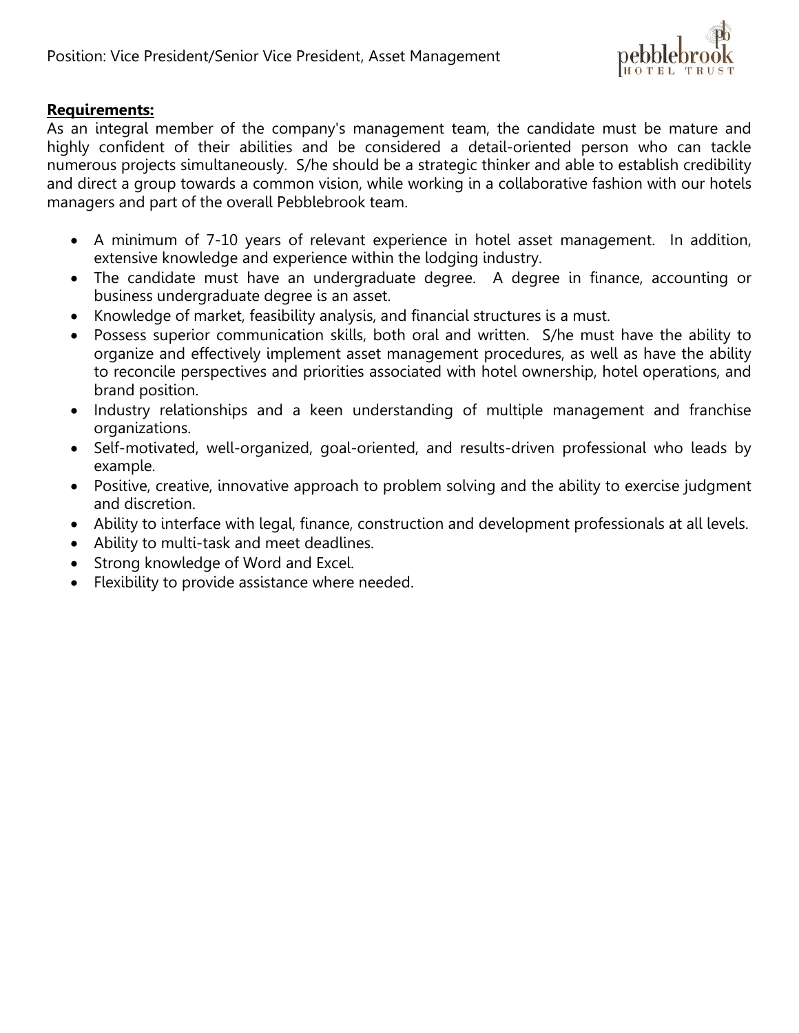Position: Vice President/Senior Vice President, Asset Management

**Requirements:**

As an integral member of the company's management team, the candidate must be mature and highly confident of their abilities and be considered a detail-oriented person who can tackle numerous projects simultaneously. S/he should be a strategic thinker and able to establish credibility and direct a group towards a common vision, while working in a collaborative fashion with our hotels managers and part of the overall Pebblebrook team.

- A minimum of 7-10 years of relevant experience in hotel asset management. In addition, extensive knowledge and experience within the lodging industry.
- The candidate must have an undergraduate degree. A degree in finance, accounting or business undergraduate degree is an asset.
- Knowledge of market, feasibility analysis, and financial structures is a must.
- Possess superior communication skills, both oral and written. S/he must have the ability to organize and effectively implement asset management procedures, as well as have the ability to reconcile perspectives and priorities associated with hotel ownership, hotel operations, and brand position.
- Industry relationships and a keen understanding of multiple management and franchise organizations.
- Self-motivated, well-organized, goal-oriented, and results-driven professional who leads by example.
- Positive, creative, innovative approach to problem solving and the ability to exercise judgment and discretion.
- Ability to interface with legal, finance, construction and development professionals at all levels.
- Ability to multi-task and meet deadlines.
- Strong knowledge of Word and Excel.
- Flexibility to provide assistance where needed.